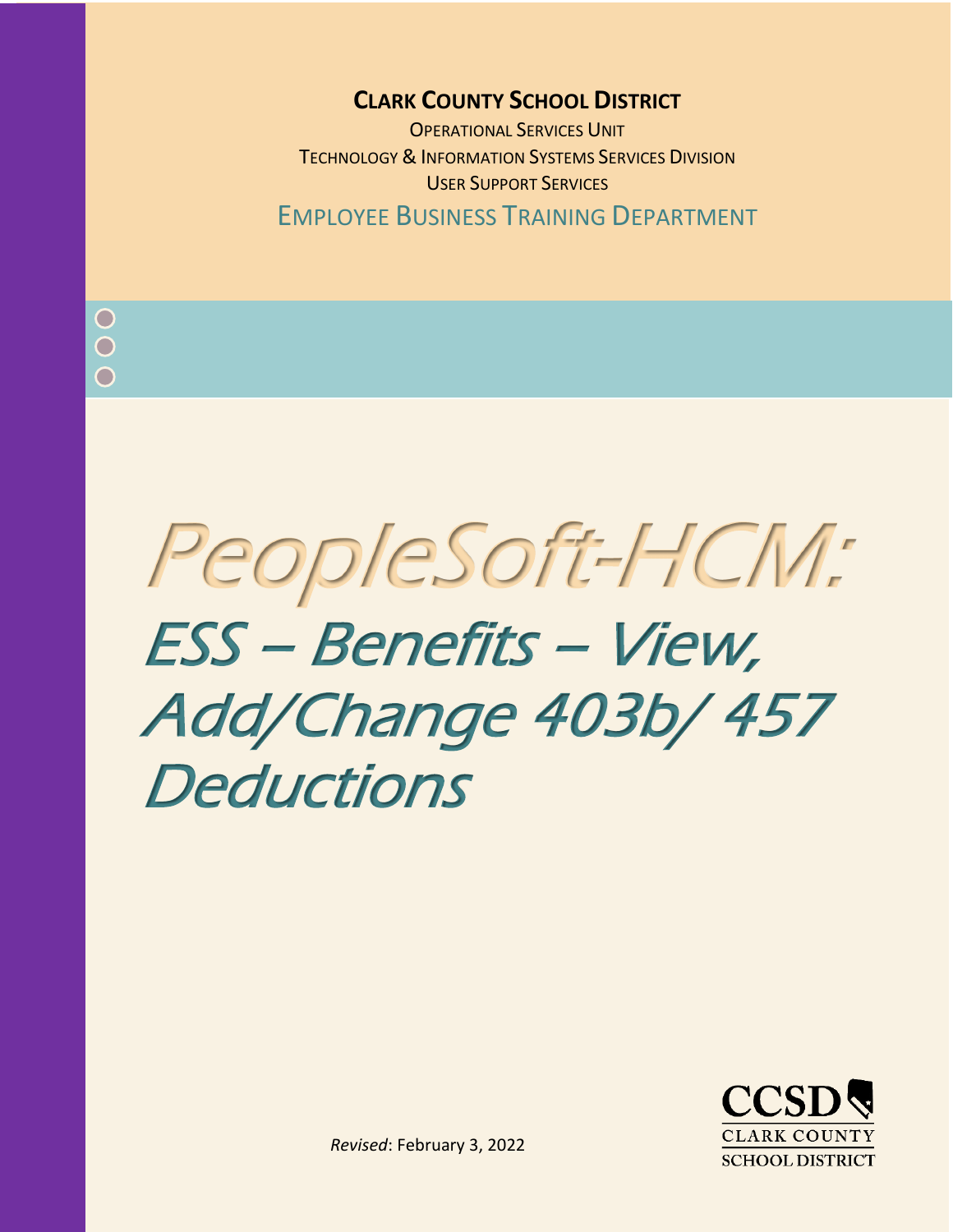**CLARK COUNTY SCHOOL DISTRICT**

OPERATIONAL SERVICES UNIT

TECHNOLOGY & INFORMATION SYSTEMS SERVICES DIVISION

USER SUPPORT SERVICES

EMPLOYEE BUSINESS TRAINING DEPARTMENT

# PeopleSoft-HCM:

# ESS – Benefits – View, Add/Change 403b/ 457 Deductions

*Revised*: February 3, 2022

CCSD CLARK COUNTY SCHOOL DISTRICT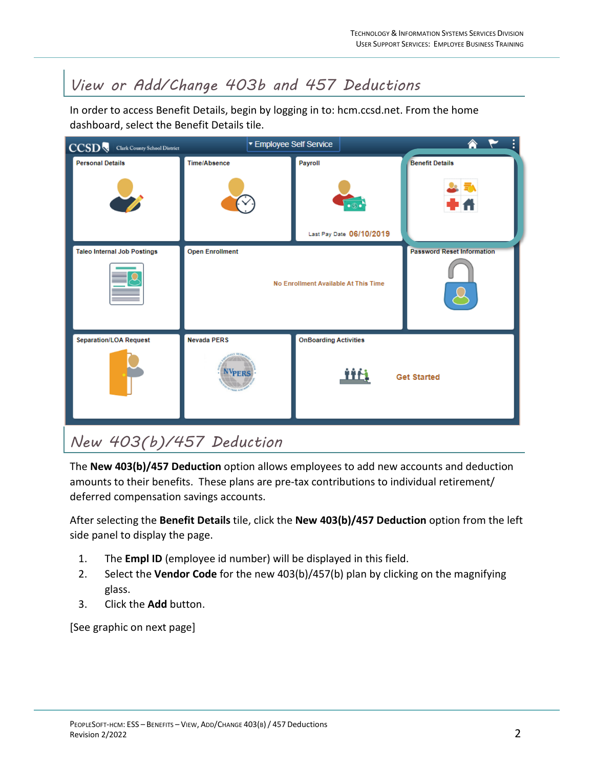## View or Add/Change 403b and 457 Deductions

In order to access Benefit Details, begin by logging in to: hcm.ccsd.net. From the home dashboard, select the Benefit Details tile.

## New 403(b)/457 Deduction

The **New 403(b)/457 Deduction** option allows employees to add new accounts and deduction amounts to their benefits. These plans are pre-tax contributions to individual retirement/ deferred compensation savings accounts.

After selecting the **Benefit Details** tile, click the **New 403(b)/457 Deduction** option from the left side panel to display the page.

1. The **Empl ID** (employee id number) will be displayed in this field.
2. Select the **Vendor Code** for the new 403(b)/457(b) plan by clicking on the magnifying glass.
3. Click the **Add** button.

[See graphic on next page]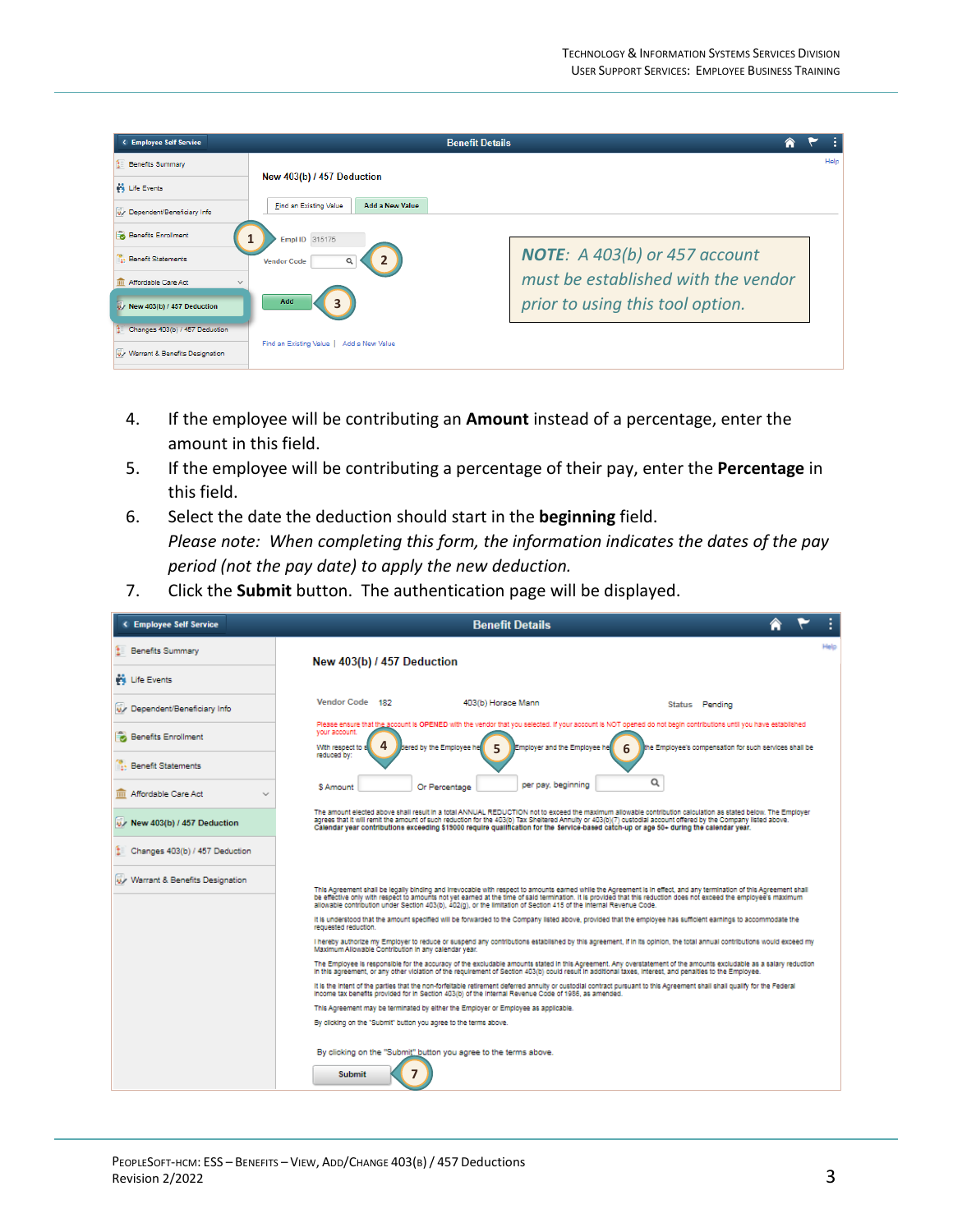**NOTE:** *A 403(b) or 457 account must be established with the vendor prior to using this tool option.*

4. If the employee will be contributing an **Amount** instead of a percentage, enter the amount in this field.
5. If the employee will be contributing a percentage of their pay, enter the **Percentage** in this field.
6. Select the date the deduction should start in the **beginning** field.
   *Please note: When completing this form, the information indicates the dates of the pay period (not the pay date) to apply the new deduction.*
7. Click the **Submit** button. The authentication page will be displayed.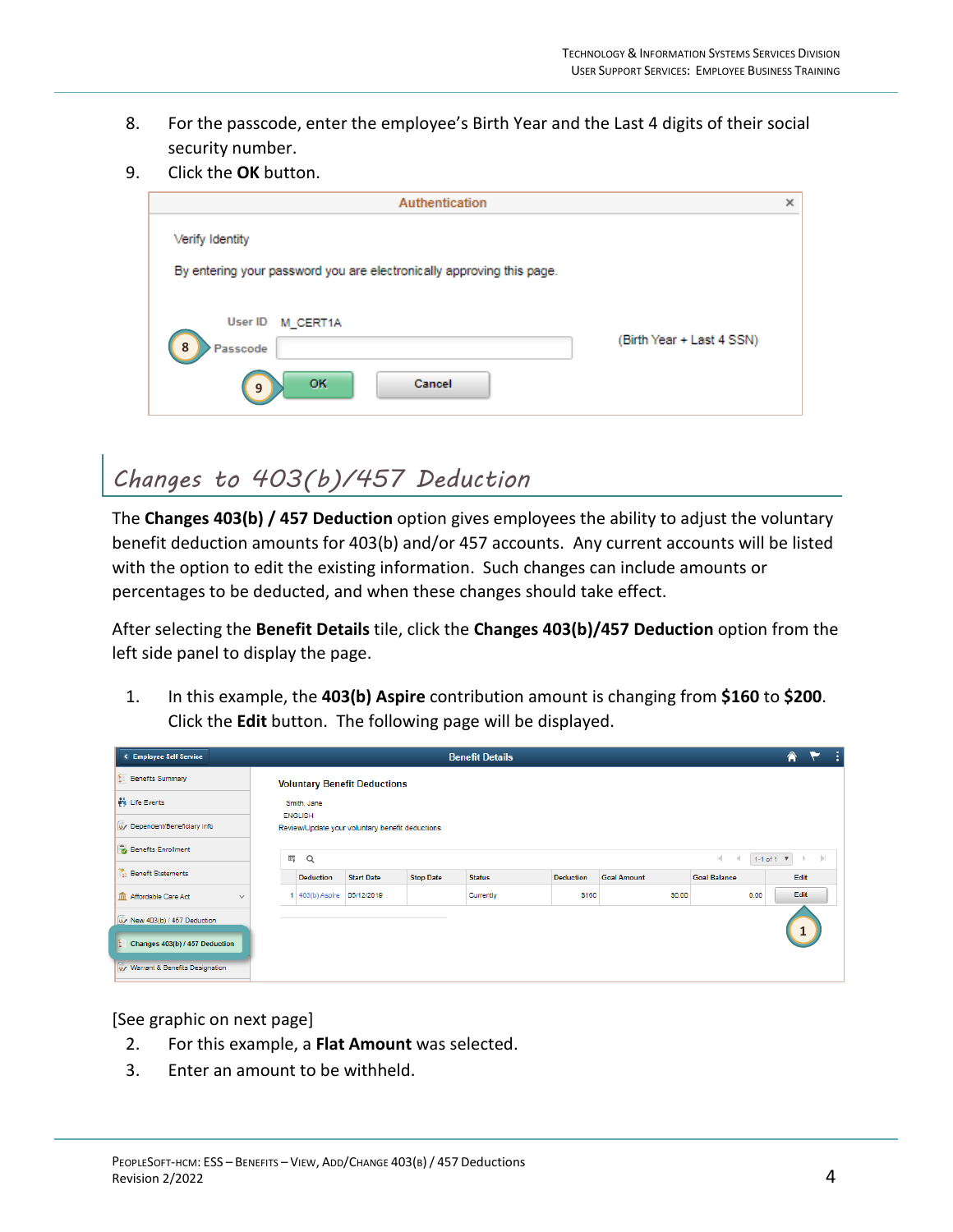8. For the passcode, enter the employee's Birth Year and the Last 4 digits of their social security number.
9. Click the **OK** button.

## Changes to 403(b)/457 Deduction

The **Changes 403(b) / 457 Deduction** option gives employees the ability to adjust the voluntary benefit deduction amounts for 403(b) and/or 457 accounts. Any current accounts will be listed with the option to edit the existing information. Such changes can include amounts or percentages to be deducted, and when these changes should take effect.

After selecting the **Benefit Details** tile, click the **Changes 403(b)/457 Deduction** option from the left side panel to display the page.

1. In this example, the **403(b) Aspire** contribution amount is changing from **$160** to **$200**. Click the **Edit** button. The following page will be displayed.

[See graphic on next page]

2. For this example, a **Flat Amount** was selected.
3. Enter an amount to be withheld.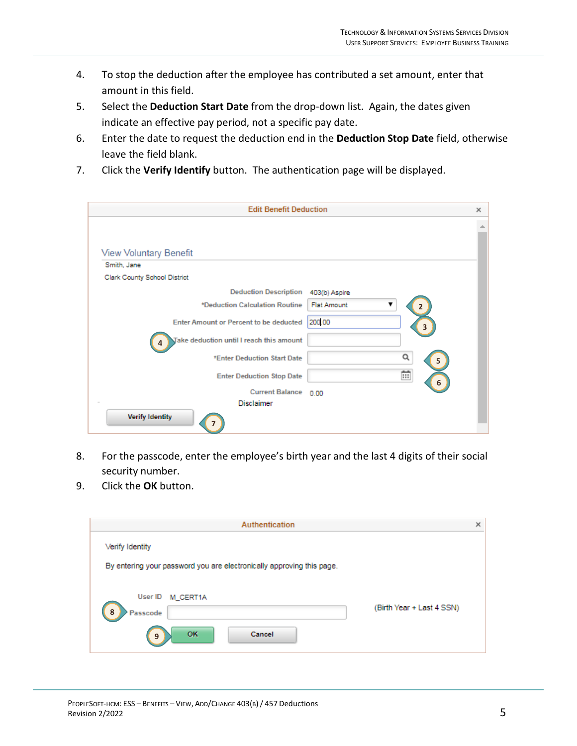4. To stop the deduction after the employee has contributed a set amount, enter that amount in this field.
5. Select the **Deduction Start Date** from the drop-down list. Again, the dates given indicate an effective pay period, not a specific pay date.
6. Enter the date to request the deduction end in the **Deduction Stop Date** field, otherwise leave the field blank.
7. Click the **Verify Identify** button. The authentication page will be displayed.

Edit Benefit Deduction

View Voluntary Benefit

Smith, Jane

Clark County School District

Deduction Description 403(b) Aspire

*Deduction Calculation Routine Flat Amount

Enter Amount or Percent to be deducted 200.00

Take deduction until I reach this amount

*Enter Deduction Start Date

Enter Deduction Stop Date

Current Balance 0.00

Disclaimer

Verify Identity

8. For the passcode, enter the employee's birth year and the last 4 digits of their social security number.
9. Click the **OK** button.

Authentication

Verify Identity

By entering your password you are electronically approving this page.

User ID M_CERT1A

Passcode (Birth Year + Last 4 SSN)

OK Cancel